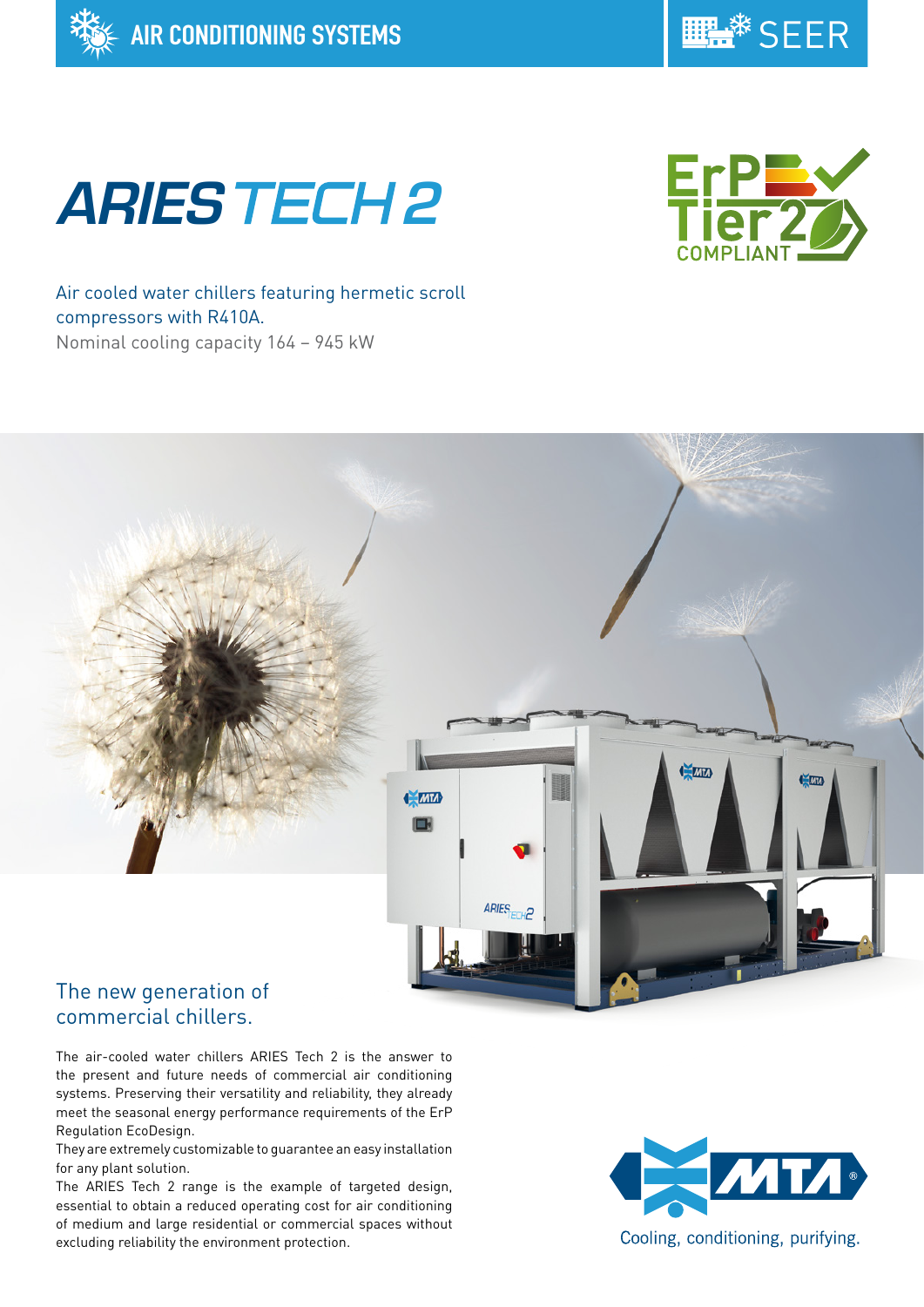AIR CONDITIONING SYSTEMS

SEER

# ARIES TECH 2

ErP Tier 2 COMPLIANT

Air cooled water chillers featuring hermetic scroll compressors with R410A.

Nominal cooling capacity 164 – 945 kW

## The new generation of commercial chillers.

The air-cooled water chillers ARIES Tech 2 is the answer to the present and future needs of commercial air conditioning systems. Preserving their versatility and reliability, they already meet the seasonal energy performance requirements of the ErP Regulation EcoDesign.

They are extremely customizable to guarantee an easy installation for any plant solution.

The ARIES Tech 2 range is the example of targeted design, essential to obtain a reduced operating cost for air conditioning of medium and large residential or commercial spaces without excluding reliability the environment protection.

MTA®

Cooling, conditioning, purifying.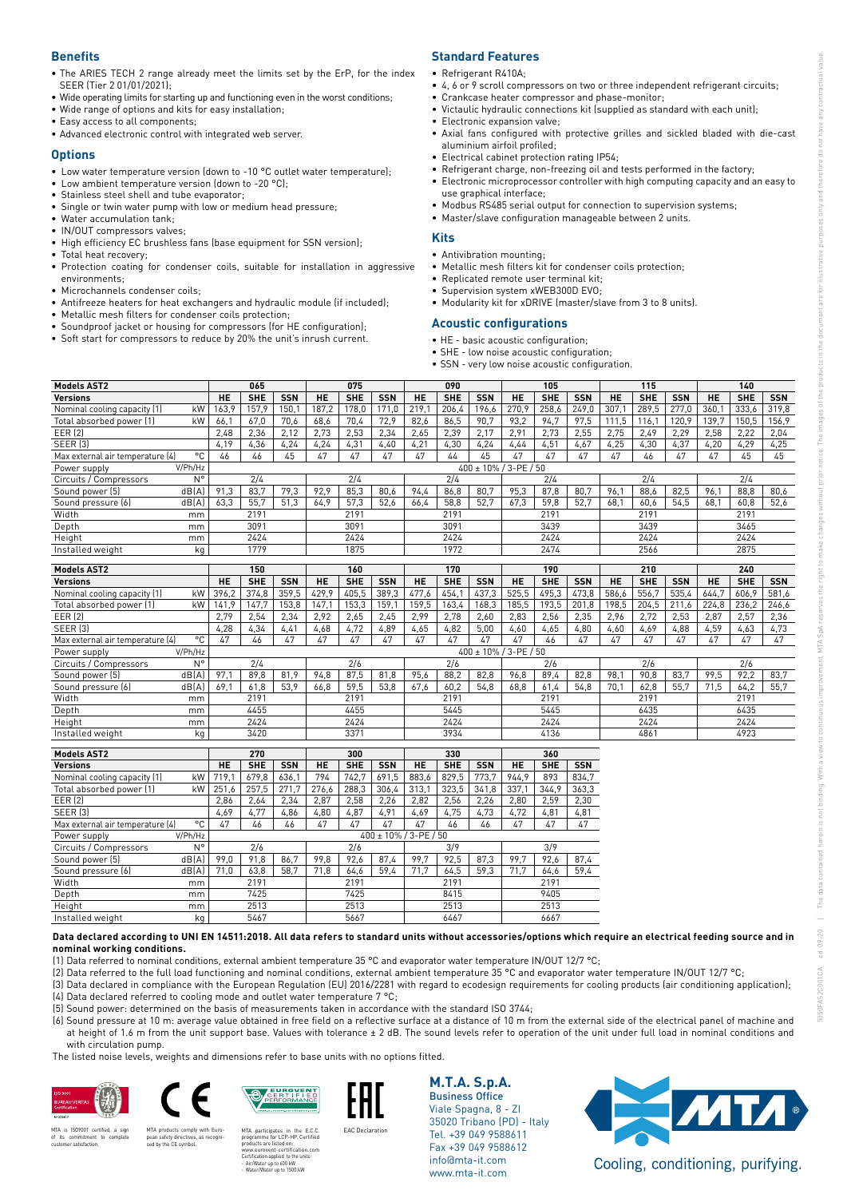## Benefits

- The ARIES TECH 2 range already meet the limits set by the ErP, for the index SEER (Tier 2 01/01/2021);
- Wide operating limits for starting up and functioning even in the worst conditions;
- Wide range of options and kits for easy installation;
- Easy access to all components;
- Advanced electronic control with integrated web server.

## Options

- Low water temperature version (down to -10 °C outlet water temperature);
- Low ambient temperature version (down to -20 °C);
- Stainless steel shell and tube evaporator;
- Single or twin water pump with low or medium head pressure;
- Water accumulation tank;
- IN/OUT compressors valves;
- High efficiency EC brushless fans (base equipment for SSN version);
- Total heat recovery;
- Protection coating for condenser coils, suitable for installation in aggressive environments;
- Microchannels condenser coils;
- Antifreeze heaters for heat exchangers and hydraulic module (if included);
- Metallic mesh filters for condenser coils protection;
- Soundproof jacket or housing for compressors (for HE configuration);
- Soft start for compressors to reduce by 20% the unit's inrush current.

## Standard Features

- Refrigerant R410A;
- 4, 6 or 9 scroll compressors on two or three independent refrigerant circuits;
- Crankcase heater compressor and phase-monitor;
- Victaulic hydraulic connections kit (supplied as standard with each unit);
- Electronic expansion valve;
- Axial fans configured with protective grilles and sickled bladed with die-cast aluminium airfoil profiled;
- Electrical cabinet protection rating IP54;
- Refrigerant charge, non-freezing oil and tests performed in the factory;
- Electronic microprocessor controller with high computing capacity and an easy to use graphical interface;
- Modbus RS485 serial output for connection to supervision systems;
- Master/slave configuration manageable between 2 units.

## Kits

- Antivibration mounting;
- Metallic mesh filters kit for condenser coils protection;
- Replicated remote user terminal kit;
- Supervision system xWEB300D EVO;
- Modularity kit for xDRIVE (master/slave from 3 to 8 units).

## Acoustic configurations

- HE - basic acoustic configuration;
- SHE - low noise acoustic configuration;
- SSN - very low noise acoustic configuration.

| Models AST2 | | 065 | | | 075 | | | 090 | | | 105 | | | 115 | | | 140 | | |
|---|---|---|---|---|---|---|---|---|---|---|---|---|---|---|---|---|---|---|---|
| Versions | | HE | SHE | SSN | HE | SHE | SSN | HE | SHE | SSN | HE | SHE | SSN | HE | SHE | SSN | HE | SHE | SSN |
| Nominal cooling capacity (1) | kW | 163,9 | 157,9 | 150,1 | 187,2 | 178,0 | 171,0 | 219,1 | 206,4 | 196,6 | 270,9 | 258,6 | 249,0 | 307,1 | 289,5 | 277,0 | 360,1 | 333,6 | 319,8 |
| Total absorbed power (1) | kW | 66,1 | 67,0 | 70,6 | 68,6 | 70,4 | 72,9 | 82,6 | 86,5 | 90,7 | 93,2 | 94,7 | 97,5 | 111,5 | 116,1 | 120,9 | 139,7 | 150,5 | 156,9 |
| EER (2) | | 2,48 | 2,36 | 2,12 | 2,73 | 2,53 | 2,34 | 2,65 | 2,39 | 2,17 | 2,91 | 2,73 | 2,55 | 2,75 | 2,49 | 2,29 | 2,58 | 2,22 | 2,04 |
| SEER (3) | | 4,19 | 4,36 | 4,24 | 4,24 | 4,31 | 4,40 | 4,21 | 4,30 | 4,24 | 4,44 | 4,51 | 4,67 | 4,25 | 4,30 | 4,37 | 4,20 | 4,29 | 4,25 |
| Max external air temperature (4) | °C | 46 | 46 | 45 | 47 | 47 | 47 | 47 | 44 | 45 | 47 | 47 | 47 | 47 | 46 | 47 | 47 | 45 | 45 |
| Power supply | V/Ph/Hz | 400 ± 10% / 3-PE / 50 | | | | | | | | | | | | | | | | | |
| Circuits / Compressors | N° | 2/4 | | | 2/4 | | | 2/4 | | | 2/4 | | | 2/4 | | | 2/4 | | |
| Sound power (5) | dB(A) | 91,3 | 83,7 | 79,3 | 92,9 | 85,3 | 80,6 | 94,4 | 86,8 | 80,7 | 95,3 | 87,8 | 80,7 | 96,1 | 88,6 | 82,5 | 96,1 | 88,8 | 80,6 |
| Sound pressure (6) | dB(A) | 63,3 | 55,7 | 51,3 | 64,9 | 57,3 | 52,6 | 66,4 | 58,8 | 52,7 | 67,3 | 59,8 | 52,7 | 68,1 | 60,6 | 54,5 | 68,1 | 60,8 | 52,6 |
| Width | mm | 2191 | | | 2191 | | | 2191 | | | 2191 | | | 2191 | | | 2191 | | |
| Depth | mm | 3091 | | | 3091 | | | 3091 | | | 3439 | | | 3439 | | | 3465 | | |
| Height | mm | 2424 | | | 2424 | | | 2424 | | | 2424 | | | 2424 | | | 2424 | | |
| Installed weight | kg | 1779 | | | 1875 | | | 1972 | | | 2474 | | | 2566 | | | 2875 | | |

| Models AST2 | | 150 | | | 160 | | | 170 | | | 190 | | | 210 | | | 240 | | |
|---|---|---|---|---|---|---|---|---|---|---|---|---|---|---|---|---|---|---|---|
| Versions | | HE | SHE | SSN | HE | SHE | SSN | HE | SHE | SSN | HE | SHE | SSN | HE | SHE | SSN | HE | SHE | SSN |
| Nominal cooling capacity (1) | kW | 396,2 | 374,8 | 359,5 | 429,9 | 405,5 | 389,3 | 477,6 | 454,1 | 437,3 | 525,5 | 495,3 | 473,8 | 586,6 | 556,7 | 535,4 | 644,7 | 606,9 | 581,6 |
| Total absorbed power (1) | kW | 141,9 | 147,7 | 153,8 | 147,1 | 153,3 | 159,1 | 159,5 | 163,4 | 168,3 | 185,5 | 193,5 | 201,8 | 198,5 | 204,5 | 211,6 | 224,8 | 236,2 | 246,6 |
| EER (2) | | 2,79 | 2,54 | 2,34 | 2,92 | 2,65 | 2,45 | 2,99 | 2,78 | 2,60 | 2,83 | 2,56 | 2,35 | 2,96 | 2,72 | 2,53 | 2,87 | 2,57 | 2,36 |
| SEER (3) | | 4,28 | 4,34 | 4,41 | 4,68 | 4,72 | 4,89 | 4,65 | 4,82 | 5,00 | 4,60 | 4,65 | 4,80 | 4,60 | 4,69 | 4,88 | 4,59 | 4,63 | 4,73 |
| Max external air temperature (4) | °C | 47 | 46 | 47 | 47 | 47 | 47 | 47 | 47 | 47 | 47 | 46 | 47 | 47 | 47 | 47 | 47 | 47 | 47 |
| Power supply | V/Ph/Hz | 400 ± 10% / 3-PE / 50 | | | | | | | | | | | | | | | | | |
| Circuits / Compressors | N° | 2/4 | | | 2/6 | | | 2/6 | | | 2/6 | | | 2/6 | | | 2/6 | | |
| Sound power (5) | dB(A) | 97,1 | 89,8 | 81,9 | 94,8 | 87,5 | 81,8 | 95,6 | 88,2 | 82,8 | 96,8 | 89,4 | 82,8 | 98,1 | 90,8 | 83,7 | 99,5 | 92,2 | 83,7 |
| Sound pressure (6) | dB(A) | 69,1 | 61,8 | 53,9 | 66,8 | 59,5 | 53,8 | 67,6 | 60,2 | 54,8 | 68,8 | 61,4 | 54,8 | 70,1 | 62,8 | 55,7 | 71,5 | 64,2 | 55,7 |
| Width | mm | 2191 | | | 2191 | | | 2191 | | | 2191 | | | 2191 | | | 2191 | | |
| Depth | mm | 4455 | | | 4455 | | | 5445 | | | 5445 | | | 6435 | | | 6435 | | |
| Height | mm | 2424 | | | 2424 | | | 2424 | | | 2424 | | | 2424 | | | 2424 | | |
| Installed weight | kg | 3420 | | | 3371 | | | 3934 | | | 4136 | | | 4861 | | | 4923 | | |

| Models AST2 | | 270 | | | 300 | | | 330 | | | 360 | | |
|---|---|---|---|---|---|---|---|---|---|---|---|---|---|
| Versions | | HE | SHE | SSN | HE | SHE | SSN | HE | SHE | SSN | HE | SHE | SSN |
| Nominal cooling capacity (1) | kW | 719,1 | 679,8 | 636,1 | 794 | 742,7 | 691,5 | 883,6 | 829,5 | 773,7 | 944,9 | 893 | 834,7 |
| Total absorbed power (1) | kW | 251,6 | 257,5 | 271,7 | 276,6 | 288,3 | 306,4 | 313,1 | 323,5 | 341,8 | 337,1 | 344,9 | 363,3 |
| EER (2) | | 2,86 | 2,64 | 2,34 | 2,87 | 2,58 | 2,26 | 2,82 | 2,56 | 2,26 | 2,80 | 2,59 | 2,30 |
| SEER (3) | | 4,69 | 4,77 | 4,86 | 4,80 | 4,87 | 4,91 | 4,69 | 4,75 | 4,73 | 4,72 | 4,81 | 4,81 |
| Max external air temperature (4) | °C | 47 | 46 | 46 | 47 | 47 | 47 | 47 | 46 | 46 | 47 | 47 | 47 |
| Power supply | V/Ph/Hz | 400 ± 10% / 3-PE / 50 | | | | | | | | | | | |
| Circuits / Compressors | N° | 2/6 | | | 2/6 | | | 3/9 | | | 3/9 | | |
| Sound power (5) | dB(A) | 99,0 | 91,8 | 86,7 | 99,8 | 92,6 | 87,4 | 99,7 | 92,5 | 87,3 | 99,7 | 92,6 | 87,4 |
| Sound pressure (6) | dB(A) | 71,0 | 63,8 | 58,7 | 71,8 | 64,6 | 59,4 | 71,7 | 64,5 | 59,3 | 71,7 | 64,6 | 59,4 |
| Width | mm | 2191 | | | 2191 | | | 2191 | | | 2191 | | |
| Depth | mm | 7425 | | | 7425 | | | 8415 | | | 9405 | | |
| Height | mm | 2513 | | | 2513 | | | 2513 | | | 2513 | | |
| Installed weight | kg | 5467 | | | 5667 | | | 6467 | | | 6667 | | |

**Data declared according to UNI EN 14511:2018. All data refers to standard units without accessories/options which require an electrical feeding source and in nominal working conditions.**

(1) Data referred to nominal conditions, external ambient temperature 35 °C and evaporator water temperature IN/OUT 12/7 °C;
(2) Data referred to the full load functioning and nominal conditions, external ambient temperature 35 °C and evaporator water temperature IN/OUT 12/7 °C;
(3) Data declared in compliance with the European Regulation (EU) 2016/2281 with regard to ecodesign requirements for cooling products (air conditioning application);
(4) Data declared referred to cooling mode and outlet water temperature 7 °C;
(5) Sound power: determined on the basis of measurements taken in accordance with the standard ISO 3744;
(6) Sound pressure at 10 m: average value obtained in free field on a reflective surface at a distance of 10 m from the external side of the electrical panel of machine and at height of 1.6 m from the unit support base. Values with tolerance ± 2 dB. The sound levels refer to operation of the unit under full load in nominal conditions and with circulation pump.

The listed noise levels, weights and dimensions refer to base units with no options fitted.

MTA is ISO9001 certified, a sign of its commitment to complete customer satisfaction.

MTA products comply with European safety directives, as recognised by the CE symbol.

MTA participates in the E.C.C. programme for LCP-HP. Certified products are listed on: www.eurovent-certification.com Certification applied to the units: - Air/Water up to 600 kW - Water/Water up to 1500 kW

EAC Declaration

**M.T.A. S.p.A.**
Business Office
Viale Spagna, 8 - ZI
35020 Tribano (PD) - Italy
Tel. +39 049 9588611
Fax +39 049 9588612
info@mta-it.com
www.mta-it.com

Cooling, conditioning, purifying.

The data contained herein is not binding. With a view to continuous improvement, MTA SpA reserves the right to make changes without prior notice. The images of the products in the document are for illustrative purposes only and therefore do not have any contractual value.

5050FAS2C001CA ed. 09-20